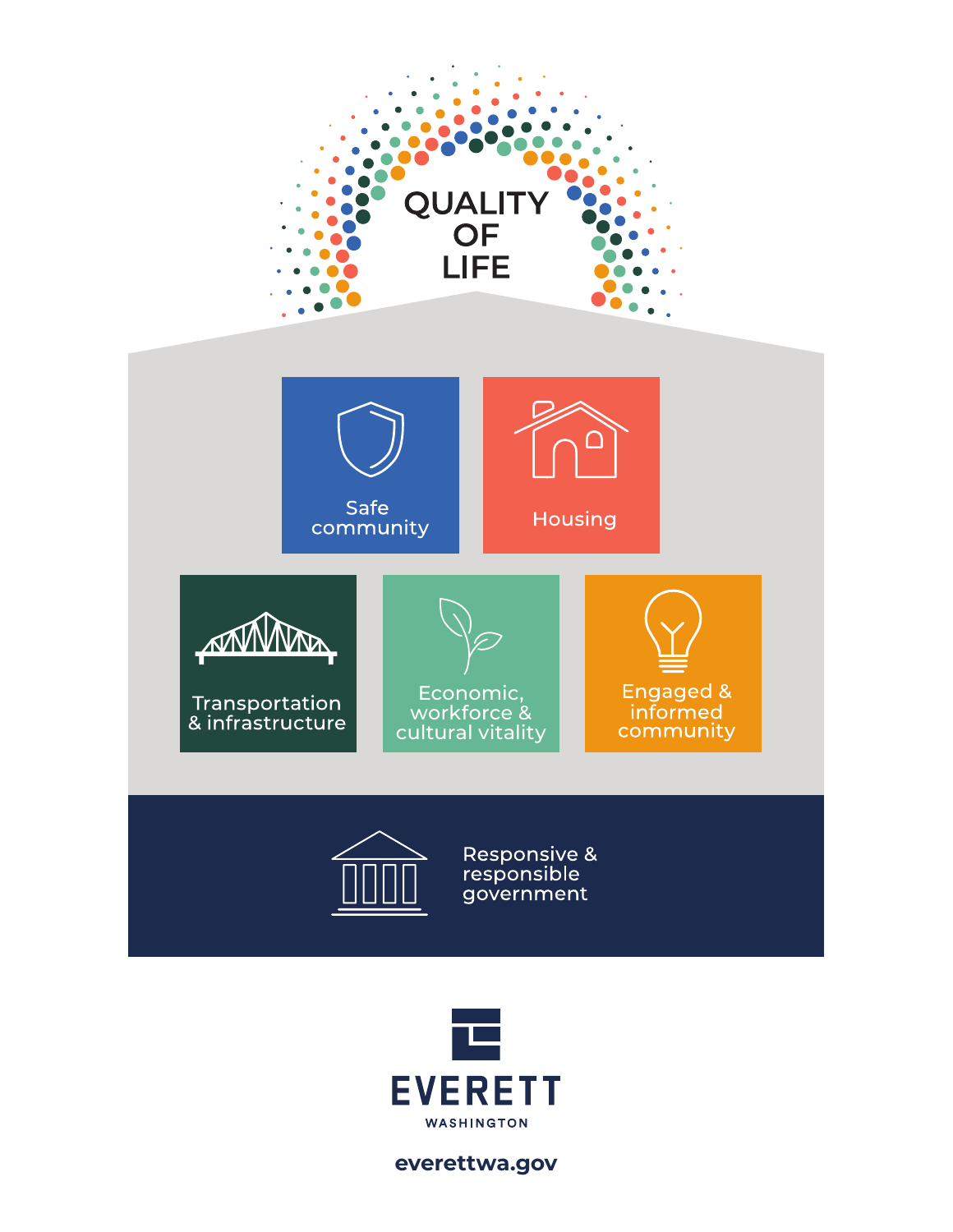# QUALITY OF LIFE

- Safe community
- Housing
- Transportation & infrastructure
- Economic, workforce & cultural vitality
- Engaged & informed community
- Responsive & responsible government

EVERETT
WASHINGTON

everettwa.gov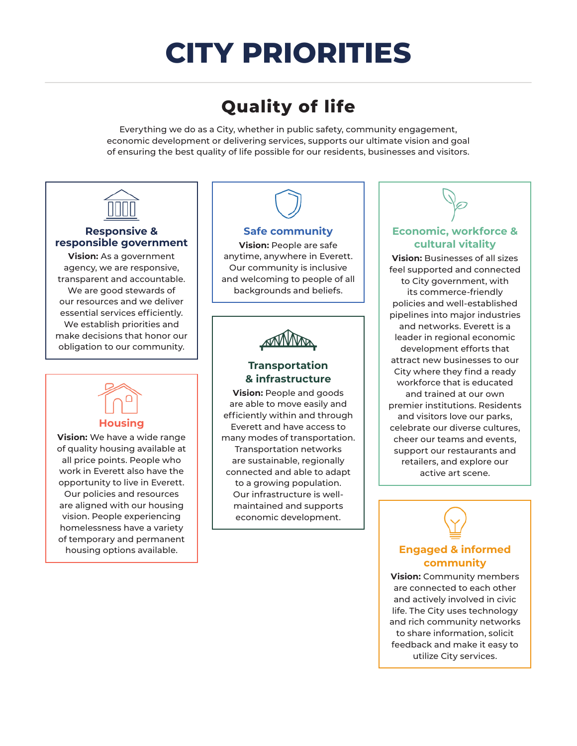# CITY PRIORITIES

## Quality of life

Everything we do as a City, whether in public safety, community engagement, economic development or delivering services, supports our ultimate vision and goal of ensuring the best quality of life possible for our residents, businesses and visitors.

### Responsive & responsible government

**Vision:** As a government agency, we are responsive, transparent and accountable. We are good stewards of our resources and we deliver essential services efficiently. We establish priorities and make decisions that honor our obligation to our community.

### Housing

**Vision:** We have a wide range of quality housing available at all price points. People who work in Everett also have the opportunity to live in Everett. Our policies and resources are aligned with our housing vision. People experiencing homelessness have a variety of temporary and permanent housing options available.

### Safe community

**Vision:** People are safe anytime, anywhere in Everett. Our community is inclusive and welcoming to people of all backgrounds and beliefs.

### Transportation & infrastructure

**Vision:** People and goods are able to move easily and efficiently within and through Everett and have access to many modes of transportation. Transportation networks are sustainable, regionally connected and able to adapt to a growing population. Our infrastructure is well-maintained and supports economic development.

### Economic, workforce & cultural vitality

**Vision:** Businesses of all sizes feel supported and connected to City government, with its commerce-friendly policies and well-established pipelines into major industries and networks. Everett is a leader in regional economic development efforts that attract new businesses to our City where they find a ready workforce that is educated and trained at our own premier institutions. Residents and visitors love our parks, celebrate our diverse cultures, cheer our teams and events, support our restaurants and retailers, and explore our active art scene.

### Engaged & informed community

**Vision:** Community members are connected to each other and actively involved in civic life. The City uses technology and rich community networks to share information, solicit feedback and make it easy to utilize City services.